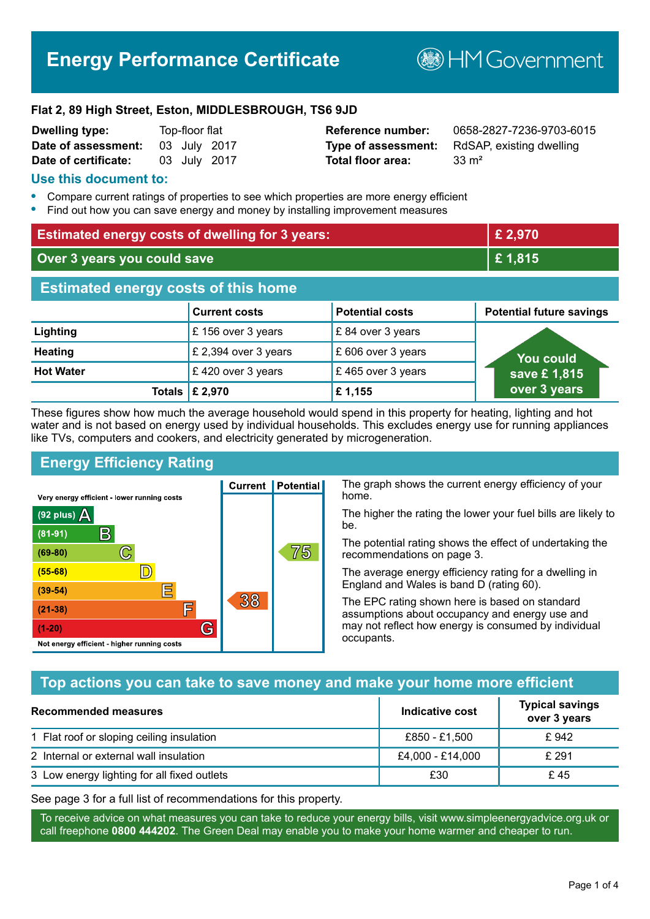# Energy Performance Certificate

HM Government

**Flat 2, 89 High Street, Eston, MIDDLESBROUGH, TS6 9JD**

| | | | |
|---|---|---|---|
| **Dwelling type:** | Top-floor flat | **Reference number:** | 0658-2827-7236-9703-6015 |
| **Date of assessment:** | 03 July 2017 | **Type of assessment:** | RdSAP, existing dwelling |
| **Date of certificate:** | 03 July 2017 | **Total floor area:** | 33 m² |

## Use this document to:

- Compare current ratings of properties to see which properties are more energy efficient
- Find out how you can save energy and money by installing improvement measures

| | |
|---|---|
| **Estimated energy costs of dwelling for 3 years:** | **£ 2,970** |
| **Over 3 years you could save** | **£ 1,815** |

## Estimated energy costs of this home

| | Current costs | Potential costs | Potential future savings |
|---|---|---|---|
| **Lighting** | £ 156 over 3 years | £ 84 over 3 years | You could save £ 1,815 over 3 years |
| **Heating** | £ 2,394 over 3 years | £ 606 over 3 years | |
| **Hot Water** | £ 420 over 3 years | £ 465 over 3 years | |
| **Totals** | **£ 2,970** | **£ 1,155** | |

These figures show how much the average household would spend in this property for heating, lighting and hot water and is not based on energy used by individual households. This excludes energy use for running appliances like TVs, computers and cookers, and electricity generated by microgeneration.

## Energy Efficiency Rating

| Rating band | Current | Potential |
|---|---|---|
| Very energy efficient - lower running costs | | |
| (92 plus) A | | |
| (81-91) B | | |
| (69-80) C | | 75 |
| (55-68) D | | |
| (39-54) E | | |
| (21-38) F | 38 | |
| (1-20) G | | |
| Not energy efficient - higher running costs | | |

The graph shows the current energy efficiency of your home.

The higher the rating the lower your fuel bills are likely to be.

The potential rating shows the effect of undertaking the recommendations on page 3.

The average energy efficiency rating for a dwelling in England and Wales is band D (rating 60).

The EPC rating shown here is based on standard assumptions about occupancy and energy use and may not reflect how energy is consumed by individual occupants.

## Top actions you can take to save money and make your home more efficient

| Recommended measures | Indicative cost | Typical savings over 3 years |
|---|---|---|
| 1 Flat roof or sloping ceiling insulation | £850 - £1,500 | £ 942 |
| 2 Internal or external wall insulation | £4,000 - £14,000 | £ 291 |
| 3 Low energy lighting for all fixed outlets | £30 | £ 45 |

See page 3 for a full list of recommendations for this property.

To receive advice on what measures you can take to reduce your energy bills, visit www.simpleenergyadvice.org.uk or call freephone **0800 444202**. The Green Deal may enable you to make your home warmer and cheaper to run.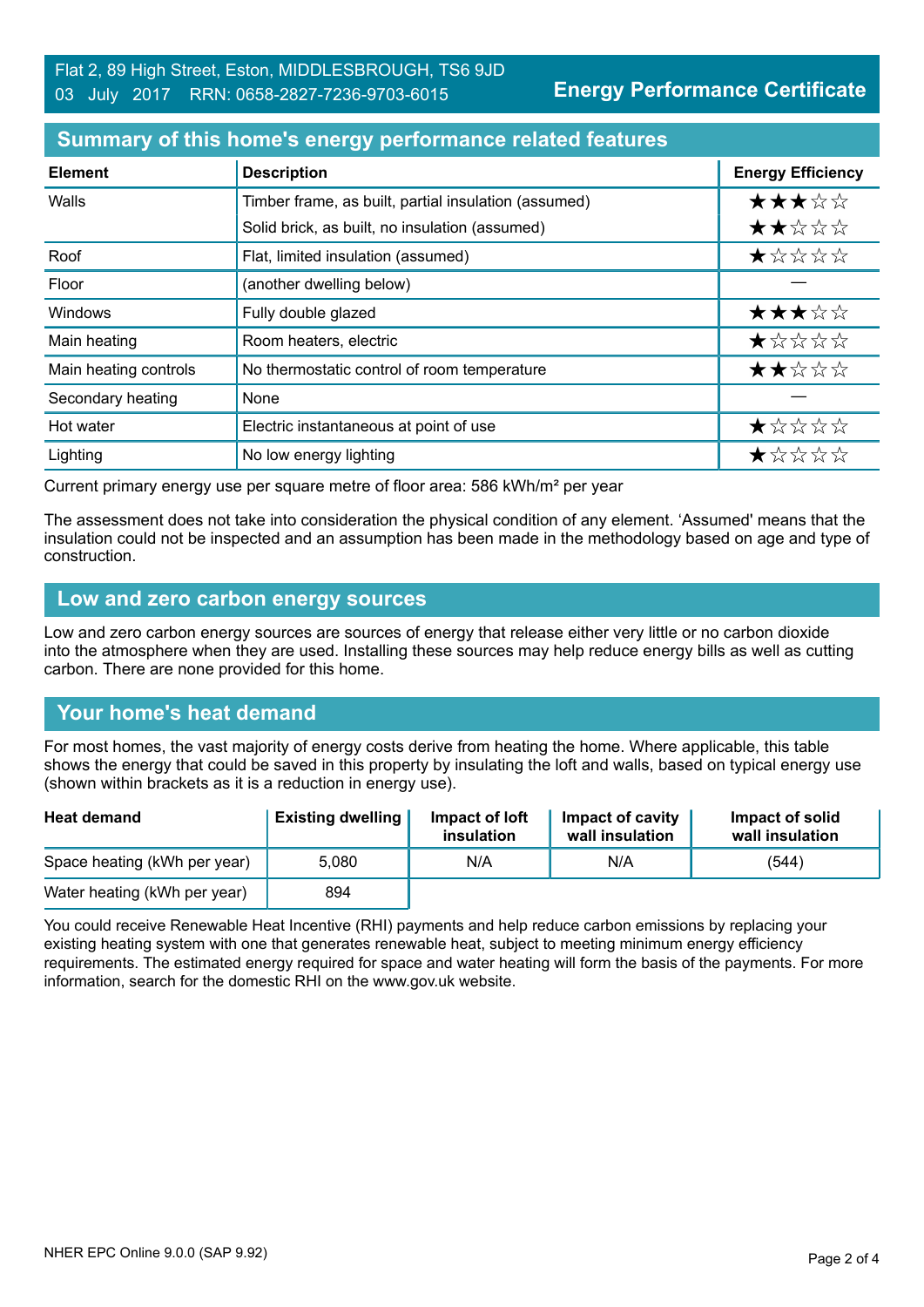Flat 2, 89 High Street, Eston, MIDDLESBROUGH, TS6 9JD
03 July 2017 RRN: 0658-2827-7236-9703-6015

**Energy Performance Certificate**

## Summary of this home's energy performance related features

| Element | Description | Energy Efficiency |
|---|---|---|
| Walls | Timber frame, as built, partial insulation (assumed) | ★★★☆☆ |
| | Solid brick, as built, no insulation (assumed) | ★★☆☆☆ |
| Roof | Flat, limited insulation (assumed) | ★☆☆☆☆ |
| Floor | (another dwelling below) | — |
| Windows | Fully double glazed | ★★★☆☆ |
| Main heating | Room heaters, electric | ★☆☆☆☆ |
| Main heating controls | No thermostatic control of room temperature | ★★☆☆☆ |
| Secondary heating | None | — |
| Hot water | Electric instantaneous at point of use | ★☆☆☆☆ |
| Lighting | No low energy lighting | ★☆☆☆☆ |

Current primary energy use per square metre of floor area: 586 kWh/m² per year

The assessment does not take into consideration the physical condition of any element. 'Assumed' means that the insulation could not be inspected and an assumption has been made in the methodology based on age and type of construction.

## Low and zero carbon energy sources

Low and zero carbon energy sources are sources of energy that release either very little or no carbon dioxide into the atmosphere when they are used. Installing these sources may help reduce energy bills as well as cutting carbon. There are none provided for this home.

## Your home's heat demand

For most homes, the vast majority of energy costs derive from heating the home. Where applicable, this table shows the energy that could be saved in this property by insulating the loft and walls, based on typical energy use (shown within brackets as it is a reduction in energy use).

| Heat demand | Existing dwelling | Impact of loft insulation | Impact of cavity wall insulation | Impact of solid wall insulation |
|---|---|---|---|---|
| Space heating (kWh per year) | 5,080 | N/A | N/A | (544) |
| Water heating (kWh per year) | 894 | | | |

You could receive Renewable Heat Incentive (RHI) payments and help reduce carbon emissions by replacing your existing heating system with one that generates renewable heat, subject to meeting minimum energy efficiency requirements. The estimated energy required for space and water heating will form the basis of the payments. For more information, search for the domestic RHI on the www.gov.uk website.

NHER EPC Online 9.0.0 (SAP 9.92)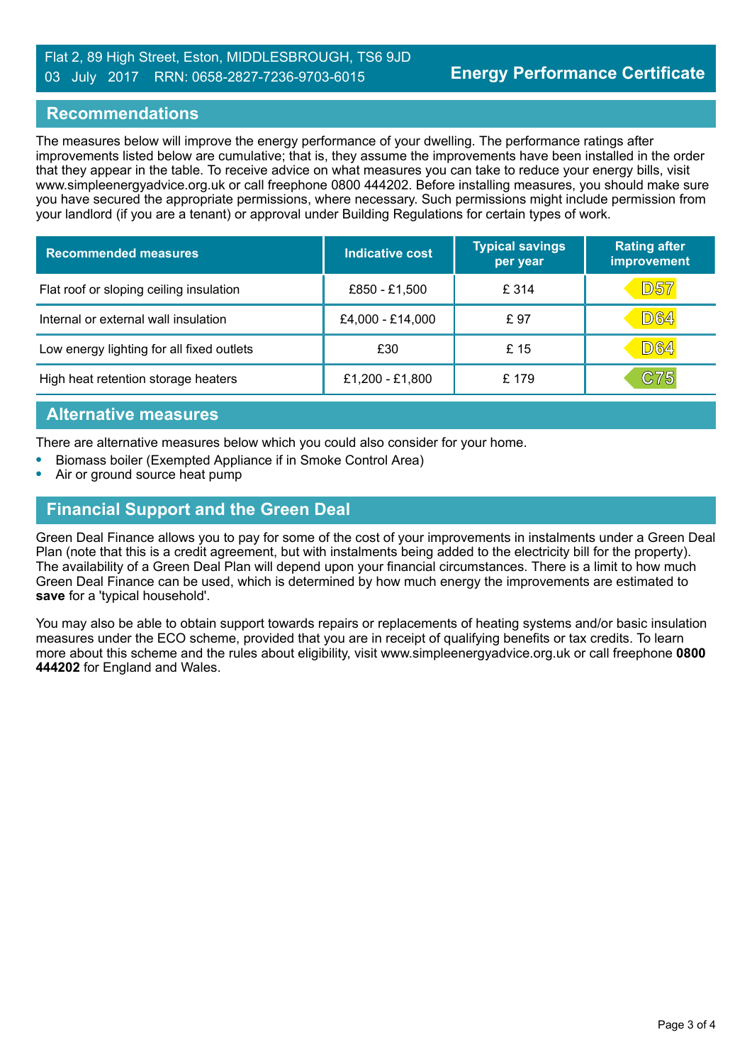Flat 2, 89 High Street, Eston, MIDDLESBROUGH, TS6 9JD
03 July 2017 RRN: 0658-2827-7236-9703-6015

**Energy Performance Certificate**

## Recommendations

The measures below will improve the energy performance of your dwelling. The performance ratings after improvements listed below are cumulative; that is, they assume the improvements have been installed in the order that they appear in the table. To receive advice on what measures you can take to reduce your energy bills, visit www.simpleenergyadvice.org.uk or call freephone 0800 444202. Before installing measures, you should make sure you have secured the appropriate permissions, where necessary. Such permissions might include permission from your landlord (if you are a tenant) or approval under Building Regulations for certain types of work.

| Recommended measures | Indicative cost | Typical savings per year | Rating after improvement |
|---|---|---|---|
| Flat roof or sloping ceiling insulation | £850 - £1,500 | £ 314 | D57 |
| Internal or external wall insulation | £4,000 - £14,000 | £ 97 | D64 |
| Low energy lighting for all fixed outlets | £30 | £ 15 | D64 |
| High heat retention storage heaters | £1,200 - £1,800 | £ 179 | C75 |

## Alternative measures

There are alternative measures below which you could also consider for your home.

- Biomass boiler (Exempted Appliance if in Smoke Control Area)
- Air or ground source heat pump

## Financial Support and the Green Deal

Green Deal Finance allows you to pay for some of the cost of your improvements in instalments under a Green Deal Plan (note that this is a credit agreement, but with instalments being added to the electricity bill for the property). The availability of a Green Deal Plan will depend upon your financial circumstances. There is a limit to how much Green Deal Finance can be used, which is determined by how much energy the improvements are estimated to **save** for a 'typical household'.

You may also be able to obtain support towards repairs or replacements of heating systems and/or basic insulation measures under the ECO scheme, provided that you are in receipt of qualifying benefits or tax credits. To learn more about this scheme and the rules about eligibility, visit www.simpleenergyadvice.org.uk or call freephone **0800 444202** for England and Wales.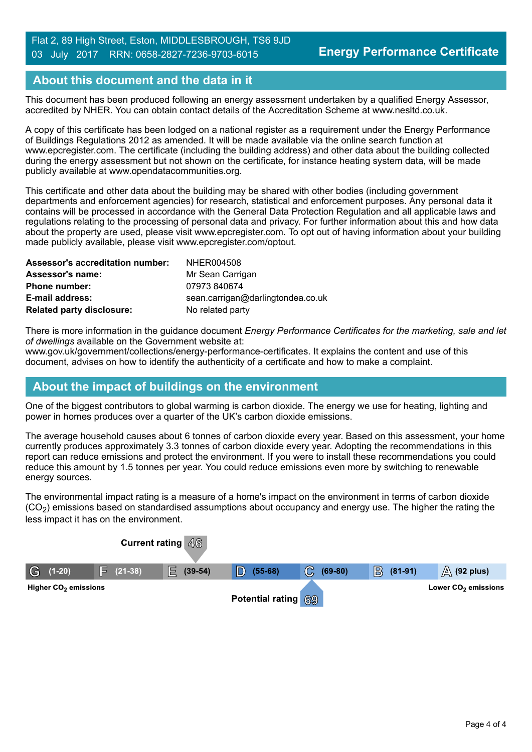Flat 2, 89 High Street, Eston, MIDDLESBROUGH, TS6 9JD
03 July 2017 RRN: 0658-2827-7236-9703-6015

**Energy Performance Certificate**

## About this document and the data in it

This document has been produced following an energy assessment undertaken by a qualified Energy Assessor, accredited by NHER. You can obtain contact details of the Accreditation Scheme at www.nesltd.co.uk.

A copy of this certificate has been lodged on a national register as a requirement under the Energy Performance of Buildings Regulations 2012 as amended. It will be made available via the online search function at www.epcregister.com. The certificate (including the building address) and other data about the building collected during the energy assessment but not shown on the certificate, for instance heating system data, will be made publicly available at www.opendatacommunities.org.

This certificate and other data about the building may be shared with other bodies (including government departments and enforcement agencies) for research, statistical and enforcement purposes. Any personal data it contains will be processed in accordance with the General Data Protection Regulation and all applicable laws and regulations relating to the processing of personal data and privacy. For further information about this and how data about the property are used, please visit www.epcregister.com. To opt out of having information about your building made publicly available, please visit www.epcregister.com/optout.

| | |
|---|---|
| **Assessor's accreditation number:** | NHER004508 |
| **Assessor's name:** | Mr Sean Carrigan |
| **Phone number:** | 07973 840674 |
| **E-mail address:** | sean.carrigan@darlingtondea.co.uk |
| **Related party disclosure:** | No related party |

There is more information in the guidance document *Energy Performance Certificates for the marketing, sale and let of dwellings* available on the Government website at: www.gov.uk/government/collections/energy-performance-certificates. It explains the content and use of this document, advises on how to identify the authenticity of a certificate and how to make a complaint.

## About the impact of buildings on the environment

One of the biggest contributors to global warming is carbon dioxide. The energy we use for heating, lighting and power in homes produces over a quarter of the UK's carbon dioxide emissions.

The average household causes about 6 tonnes of carbon dioxide every year. Based on this assessment, your home currently produces approximately 3.3 tonnes of carbon dioxide every year. Adopting the recommendations in this report can reduce emissions and protect the environment. If you were to install these recommendations you could reduce this amount by 1.5 tonnes per year. You could reduce emissions even more by switching to renewable energy sources.

The environmental impact rating is a measure of a home's impact on the environment in terms of carbon dioxide ($CO_2$) emissions based on standardised assumptions about occupancy and energy use. The higher the rating the less impact it has on the environment.

Current rating 46

G (1-20) F (21-38) E (39-54) D (55-68) C (69-80) B (81-91) A (92 plus)

Higher $CO_2$ emissions

Lower $CO_2$ emissions

Potential rating 69